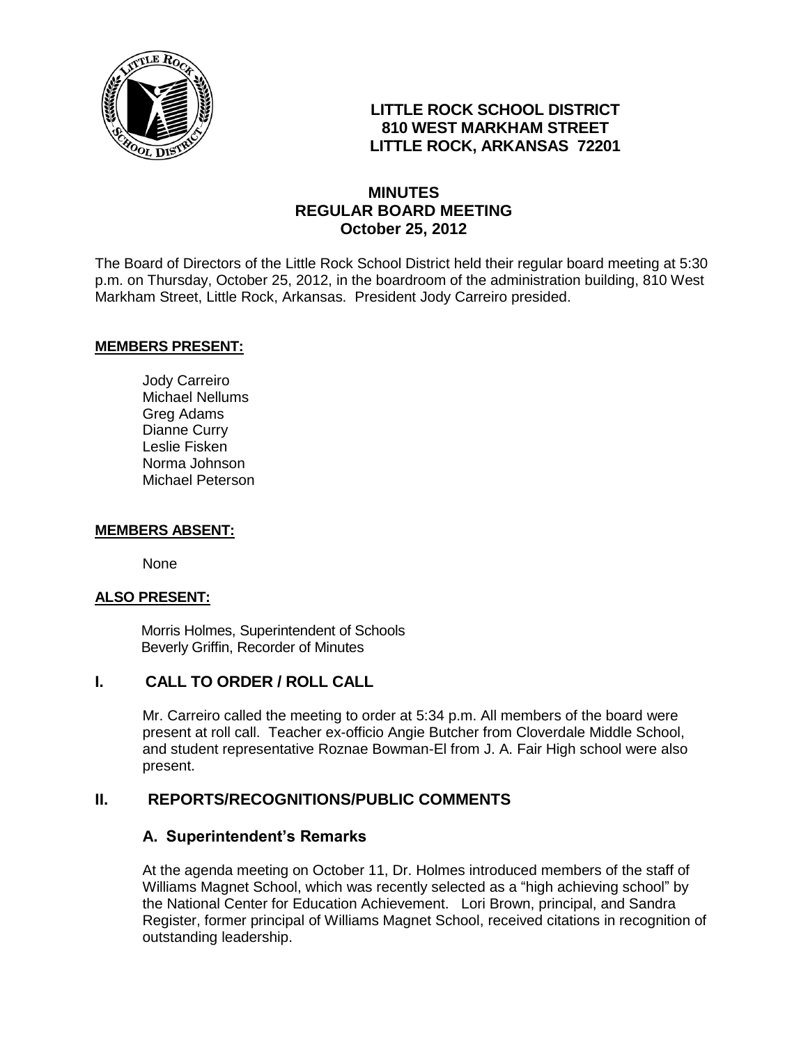**LITTLE ROCK SCHOOL DISTRICT**
**810 WEST MARKHAM STREET**
**LITTLE ROCK, ARKANSAS 72201**

# MINUTES
## REGULAR BOARD MEETING
### October 25, 2012

The Board of Directors of the Little Rock School District held their regular board meeting at 5:30 p.m. on Thursday, October 25, 2012, in the boardroom of the administration building, 810 West Markham Street, Little Rock, Arkansas. President Jody Carreiro presided.

**MEMBERS PRESENT:**

Jody Carreiro
Michael Nellums
Greg Adams
Dianne Curry
Leslie Fisken
Norma Johnson
Michael Peterson

**MEMBERS ABSENT:**

None

**ALSO PRESENT:**

Morris Holmes, Superintendent of Schools
Beverly Griffin, Recorder of Minutes

## I. CALL TO ORDER / ROLL CALL

Mr. Carreiro called the meeting to order at 5:34 p.m. All members of the board were present at roll call. Teacher ex-officio Angie Butcher from Cloverdale Middle School, and student representative Roznae Bowman-El from J. A. Fair High school were also present.

## II. REPORTS/RECOGNITIONS/PUBLIC COMMENTS

### A. Superintendent's Remarks

At the agenda meeting on October 11, Dr. Holmes introduced members of the staff of Williams Magnet School, which was recently selected as a "high achieving school" by the National Center for Education Achievement. Lori Brown, principal, and Sandra Register, former principal of Williams Magnet School, received citations in recognition of outstanding leadership.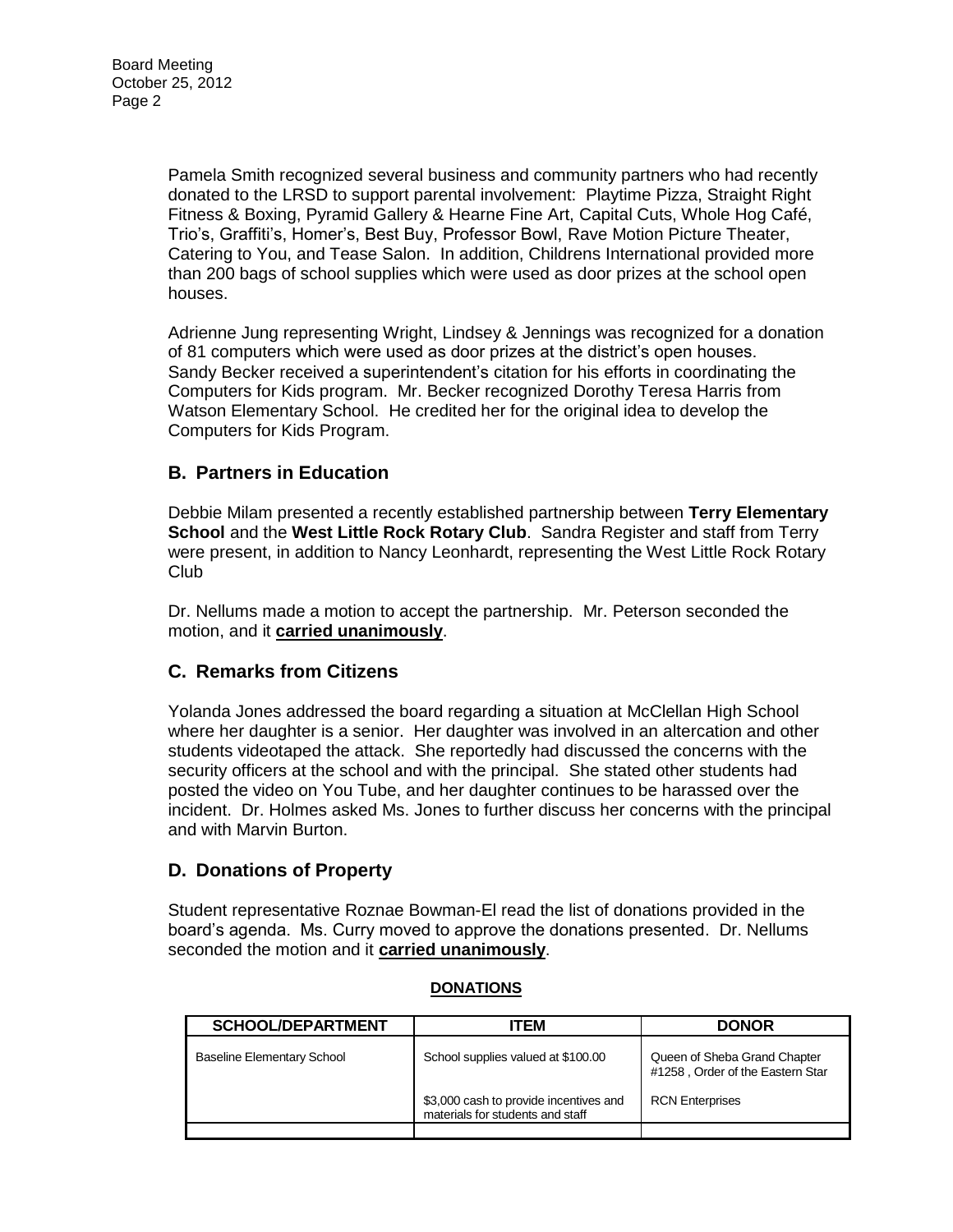Pamela Smith recognized several business and community partners who had recently donated to the LRSD to support parental involvement: Playtime Pizza, Straight Right Fitness & Boxing, Pyramid Gallery & Hearne Fine Art, Capital Cuts, Whole Hog Café, Trio's, Graffiti's, Homer's, Best Buy, Professor Bowl, Rave Motion Picture Theater, Catering to You, and Tease Salon. In addition, Childrens International provided more than 200 bags of school supplies which were used as door prizes at the school open houses.

Adrienne Jung representing Wright, Lindsey & Jennings was recognized for a donation of 81 computers which were used as door prizes at the district's open houses. Sandy Becker received a superintendent's citation for his efforts in coordinating the Computers for Kids program. Mr. Becker recognized Dorothy Teresa Harris from Watson Elementary School. He credited her for the original idea to develop the Computers for Kids Program.

## B. Partners in Education

Debbie Milam presented a recently established partnership between **Terry Elementary School** and the **West Little Rock Rotary Club**. Sandra Register and staff from Terry were present, in addition to Nancy Leonhardt, representing the West Little Rock Rotary Club

Dr. Nellums made a motion to accept the partnership. Mr. Peterson seconded the motion, and it **carried unanimously**.

## C. Remarks from Citizens

Yolanda Jones addressed the board regarding a situation at McClellan High School where her daughter is a senior. Her daughter was involved in an altercation and other students videotaped the attack. She reportedly had discussed the concerns with the security officers at the school and with the principal. She stated other students had posted the video on You Tube, and her daughter continues to be harassed over the incident. Dr. Holmes asked Ms. Jones to further discuss her concerns with the principal and with Marvin Burton.

## D. Donations of Property

Student representative Roznae Bowman-El read the list of donations provided in the board's agenda. Ms. Curry moved to approve the donations presented. Dr. Nellums seconded the motion and it **carried unanimously**.

**DONATIONS**

| SCHOOL/DEPARTMENT | ITEM | DONOR |
|---|---|---|
| Baseline Elementary School | School supplies valued at $100.00 | Queen of Sheba Grand Chapter #1258 , Order of the Eastern Star |
| | $3,000 cash to provide incentives and materials for students and staff | RCN Enterprises |
| | | |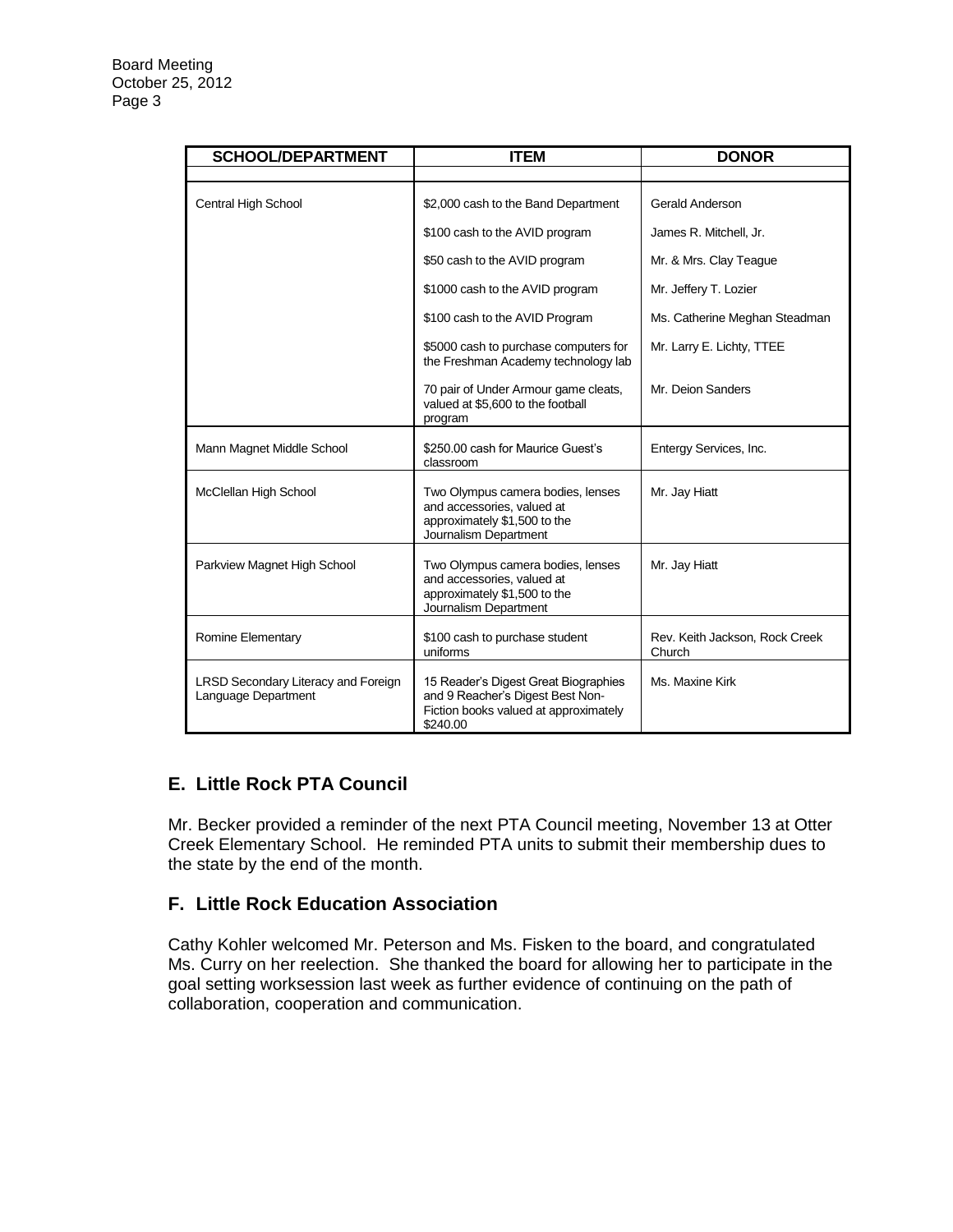| SCHOOL/DEPARTMENT | ITEM | DONOR |
| --- | --- | --- |
| Central High School | $2,000 cash to the Band Department | Gerald Anderson |
| | $100 cash to the AVID program | James R. Mitchell, Jr. |
| | $50 cash to the AVID program | Mr. & Mrs. Clay Teague |
| | $1000 cash to the AVID program | Mr. Jeffery T. Lozier |
| | $100 cash to the AVID Program | Ms. Catherine Meghan Steadman |
| | $5000 cash to purchase computers for the Freshman Academy technology lab | Mr. Larry E. Lichty, TTEE |
| | 70 pair of Under Armour game cleats, valued at $5,600 to the football program | Mr. Deion Sanders |
| Mann Magnet Middle School | $250.00 cash for Maurice Guest's classroom | Entergy Services, Inc. |
| McClellan High School | Two Olympus camera bodies, lenses and accessories, valued at approximately $1,500 to the Journalism Department | Mr. Jay Hiatt |
| Parkview Magnet High School | Two Olympus camera bodies, lenses and accessories, valued at approximately $1,500 to the Journalism Department | Mr. Jay Hiatt |
| Romine Elementary | $100 cash to purchase student uniforms | Rev. Keith Jackson, Rock Creek Church |
| LRSD Secondary Literacy and Foreign Language Department | 15 Reader's Digest Great Biographies and 9 Reacher's Digest Best Non-Fiction books valued at approximately $240.00 | Ms. Maxine Kirk |

## E. Little Rock PTA Council

Mr. Becker provided a reminder of the next PTA Council meeting, November 13 at Otter Creek Elementary School. He reminded PTA units to submit their membership dues to the state by the end of the month.

## F. Little Rock Education Association

Cathy Kohler welcomed Mr. Peterson and Ms. Fisken to the board, and congratulated Ms. Curry on her reelection. She thanked the board for allowing her to participate in the goal setting worksession last week as further evidence of continuing on the path of collaboration, cooperation and communication.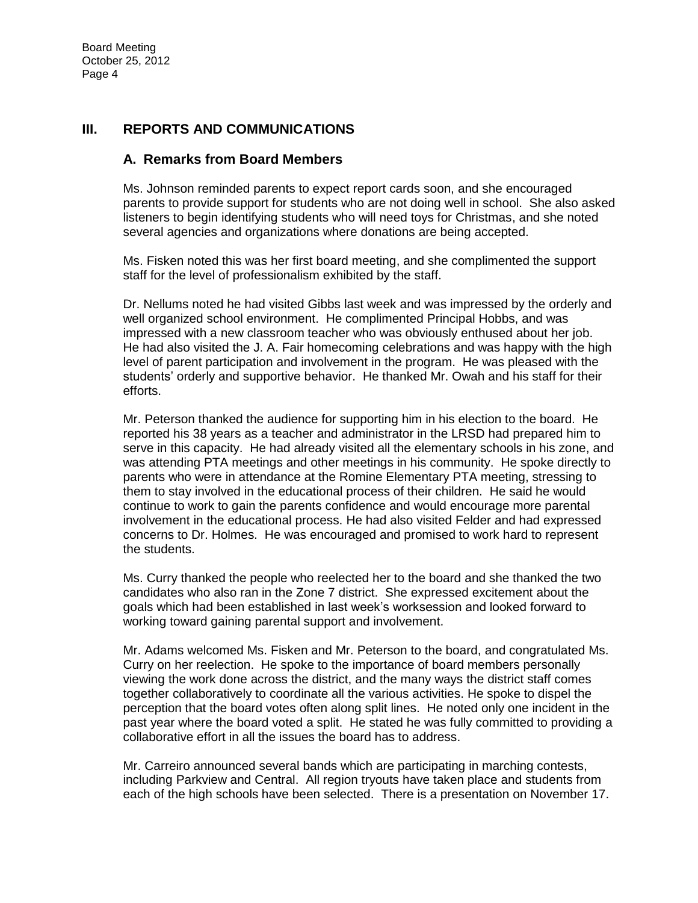## III. REPORTS AND COMMUNICATIONS

### A. Remarks from Board Members

Ms. Johnson reminded parents to expect report cards soon, and she encouraged parents to provide support for students who are not doing well in school. She also asked listeners to begin identifying students who will need toys for Christmas, and she noted several agencies and organizations where donations are being accepted.

Ms. Fisken noted this was her first board meeting, and she complimented the support staff for the level of professionalism exhibited by the staff.

Dr. Nellums noted he had visited Gibbs last week and was impressed by the orderly and well organized school environment. He complimented Principal Hobbs, and was impressed with a new classroom teacher who was obviously enthused about her job. He had also visited the J. A. Fair homecoming celebrations and was happy with the high level of parent participation and involvement in the program. He was pleased with the students' orderly and supportive behavior. He thanked Mr. Owah and his staff for their efforts.

Mr. Peterson thanked the audience for supporting him in his election to the board. He reported his 38 years as a teacher and administrator in the LRSD had prepared him to serve in this capacity. He had already visited all the elementary schools in his zone, and was attending PTA meetings and other meetings in his community. He spoke directly to parents who were in attendance at the Romine Elementary PTA meeting, stressing to them to stay involved in the educational process of their children. He said he would continue to work to gain the parents confidence and would encourage more parental involvement in the educational process. He had also visited Felder and had expressed concerns to Dr. Holmes. He was encouraged and promised to work hard to represent the students.

Ms. Curry thanked the people who reelected her to the board and she thanked the two candidates who also ran in the Zone 7 district. She expressed excitement about the goals which had been established in last week's worksession and looked forward to working toward gaining parental support and involvement.

Mr. Adams welcomed Ms. Fisken and Mr. Peterson to the board, and congratulated Ms. Curry on her reelection. He spoke to the importance of board members personally viewing the work done across the district, and the many ways the district staff comes together collaboratively to coordinate all the various activities. He spoke to dispel the perception that the board votes often along split lines. He noted only one incident in the past year where the board voted a split. He stated he was fully committed to providing a collaborative effort in all the issues the board has to address.

Mr. Carreiro announced several bands which are participating in marching contests, including Parkview and Central. All region tryouts have taken place and students from each of the high schools have been selected. There is a presentation on November 17.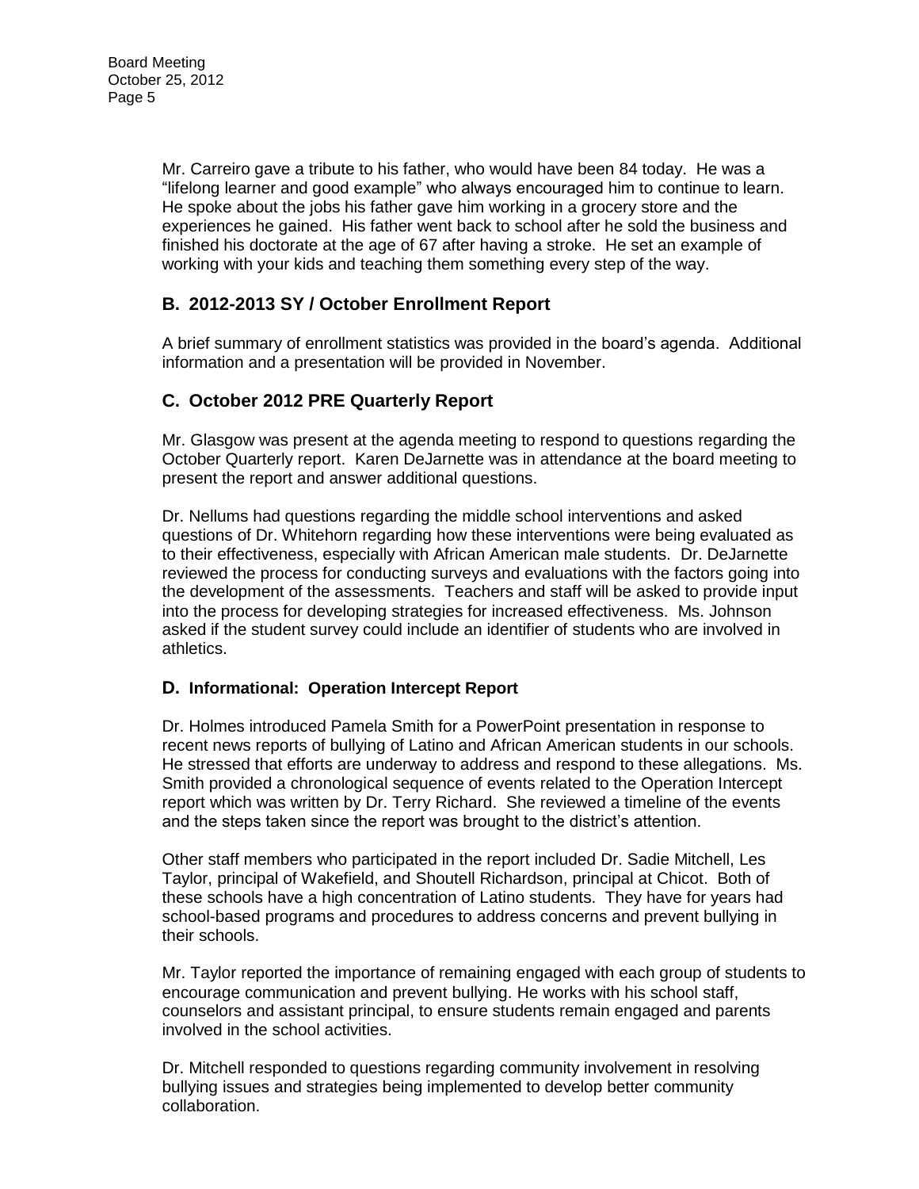Mr. Carreiro gave a tribute to his father, who would have been 84 today. He was a "lifelong learner and good example" who always encouraged him to continue to learn. He spoke about the jobs his father gave him working in a grocery store and the experiences he gained. His father went back to school after he sold the business and finished his doctorate at the age of 67 after having a stroke. He set an example of working with your kids and teaching them something every step of the way.

## B. 2012-2013 SY / October Enrollment Report

A brief summary of enrollment statistics was provided in the board's agenda. Additional information and a presentation will be provided in November.

## C. October 2012 PRE Quarterly Report

Mr. Glasgow was present at the agenda meeting to respond to questions regarding the October Quarterly report. Karen DeJarnette was in attendance at the board meeting to present the report and answer additional questions.

Dr. Nellums had questions regarding the middle school interventions and asked questions of Dr. Whitehorn regarding how these interventions were being evaluated as to their effectiveness, especially with African American male students. Dr. DeJarnette reviewed the process for conducting surveys and evaluations with the factors going into the development of the assessments. Teachers and staff will be asked to provide input into the process for developing strategies for increased effectiveness. Ms. Johnson asked if the student survey could include an identifier of students who are involved in athletics.

### D. Informational: Operation Intercept Report

Dr. Holmes introduced Pamela Smith for a PowerPoint presentation in response to recent news reports of bullying of Latino and African American students in our schools. He stressed that efforts are underway to address and respond to these allegations. Ms. Smith provided a chronological sequence of events related to the Operation Intercept report which was written by Dr. Terry Richard. She reviewed a timeline of the events and the steps taken since the report was brought to the district's attention.

Other staff members who participated in the report included Dr. Sadie Mitchell, Les Taylor, principal of Wakefield, and Shoutell Richardson, principal at Chicot. Both of these schools have a high concentration of Latino students. They have for years had school-based programs and procedures to address concerns and prevent bullying in their schools.

Mr. Taylor reported the importance of remaining engaged with each group of students to encourage communication and prevent bullying. He works with his school staff, counselors and assistant principal, to ensure students remain engaged and parents involved in the school activities.

Dr. Mitchell responded to questions regarding community involvement in resolving bullying issues and strategies being implemented to develop better community collaboration.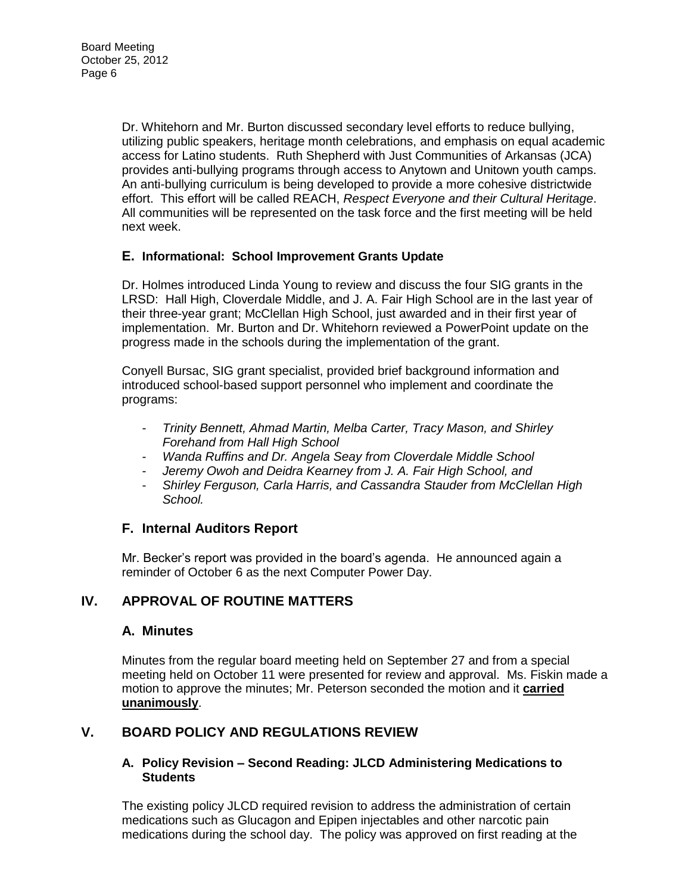Dr. Whitehorn and Mr. Burton discussed secondary level efforts to reduce bullying, utilizing public speakers, heritage month celebrations, and emphasis on equal academic access for Latino students. Ruth Shepherd with Just Communities of Arkansas (JCA) provides anti-bullying programs through access to Anytown and Unitown youth camps. An anti-bullying curriculum is being developed to provide a more cohesive districtwide effort. This effort will be called REACH, *Respect Everyone and their Cultural Heritage*. All communities will be represented on the task force and the first meeting will be held next week.

### E. Informational: School Improvement Grants Update

Dr. Holmes introduced Linda Young to review and discuss the four SIG grants in the LRSD: Hall High, Cloverdale Middle, and J. A. Fair High School are in the last year of their three-year grant; McClellan High School, just awarded and in their first year of implementation. Mr. Burton and Dr. Whitehorn reviewed a PowerPoint update on the progress made in the schools during the implementation of the grant.

Conyell Bursac, SIG grant specialist, provided brief background information and introduced school-based support personnel who implement and coordinate the programs:

- *Trinity Bennett, Ahmad Martin, Melba Carter, Tracy Mason, and Shirley Forehand from Hall High School*
- *Wanda Ruffins and Dr. Angela Seay from Cloverdale Middle School*
- *Jeremy Owoh and Deidra Kearney from J. A. Fair High School, and*
- *Shirley Ferguson, Carla Harris, and Cassandra Stauder from McClellan High School.*

### F. Internal Auditors Report

Mr. Becker's report was provided in the board's agenda. He announced again a reminder of October 6 as the next Computer Power Day.

## IV. APPROVAL OF ROUTINE MATTERS

### A. Minutes

Minutes from the regular board meeting held on September 27 and from a special meeting held on October 11 were presented for review and approval. Ms. Fiskin made a motion to approve the minutes; Mr. Peterson seconded the motion and it **carried unanimously**.

## V. BOARD POLICY AND REGULATIONS REVIEW

### A. Policy Revision – Second Reading: JLCD Administering Medications to Students

The existing policy JLCD required revision to address the administration of certain medications such as Glucagon and Epipen injectables and other narcotic pain medications during the school day. The policy was approved on first reading at the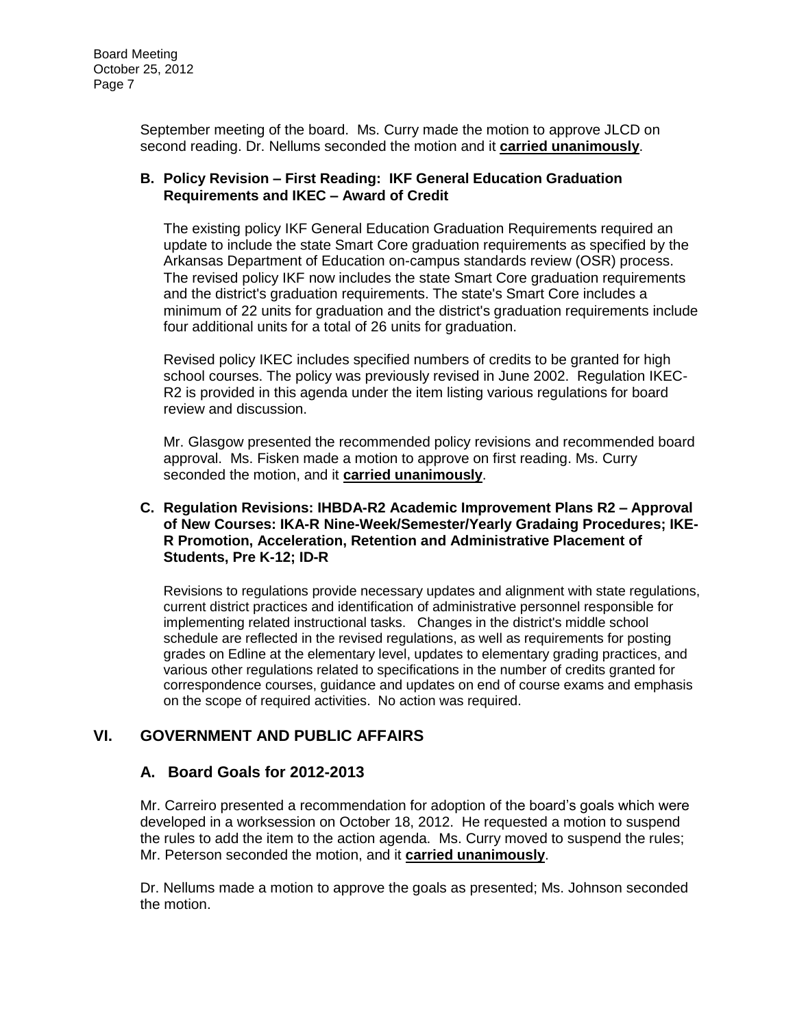September meeting of the board. Ms. Curry made the motion to approve JLCD on second reading. Dr. Nellums seconded the motion and it **carried unanimously**.

**B. Policy Revision – First Reading: IKF General Education Graduation Requirements and IKEC – Award of Credit**

The existing policy IKF General Education Graduation Requirements required an update to include the state Smart Core graduation requirements as specified by the Arkansas Department of Education on-campus standards review (OSR) process. The revised policy IKF now includes the state Smart Core graduation requirements and the district's graduation requirements. The state's Smart Core includes a minimum of 22 units for graduation and the district's graduation requirements include four additional units for a total of 26 units for graduation.

Revised policy IKEC includes specified numbers of credits to be granted for high school courses. The policy was previously revised in June 2002. Regulation IKEC-R2 is provided in this agenda under the item listing various regulations for board review and discussion.

Mr. Glasgow presented the recommended policy revisions and recommended board approval. Ms. Fisken made a motion to approve on first reading. Ms. Curry seconded the motion, and it **carried unanimously**.

**C. Regulation Revisions: IHBDA-R2 Academic Improvement Plans R2 – Approval of New Courses: IKA-R Nine-Week/Semester/Yearly Gradaing Procedures; IKE-R Promotion, Acceleration, Retention and Administrative Placement of Students, Pre K-12; ID-R**

Revisions to regulations provide necessary updates and alignment with state regulations, current district practices and identification of administrative personnel responsible for implementing related instructional tasks. Changes in the district's middle school schedule are reflected in the revised regulations, as well as requirements for posting grades on Edline at the elementary level, updates to elementary grading practices, and various other regulations related to specifications in the number of credits granted for correspondence courses, guidance and updates on end of course exams and emphasis on the scope of required activities. No action was required.

## VI. GOVERNMENT AND PUBLIC AFFAIRS

### A. Board Goals for 2012-2013

Mr. Carreiro presented a recommendation for adoption of the board's goals which were developed in a worksession on October 18, 2012. He requested a motion to suspend the rules to add the item to the action agenda. Ms. Curry moved to suspend the rules; Mr. Peterson seconded the motion, and it **carried unanimously**.

Dr. Nellums made a motion to approve the goals as presented; Ms. Johnson seconded the motion.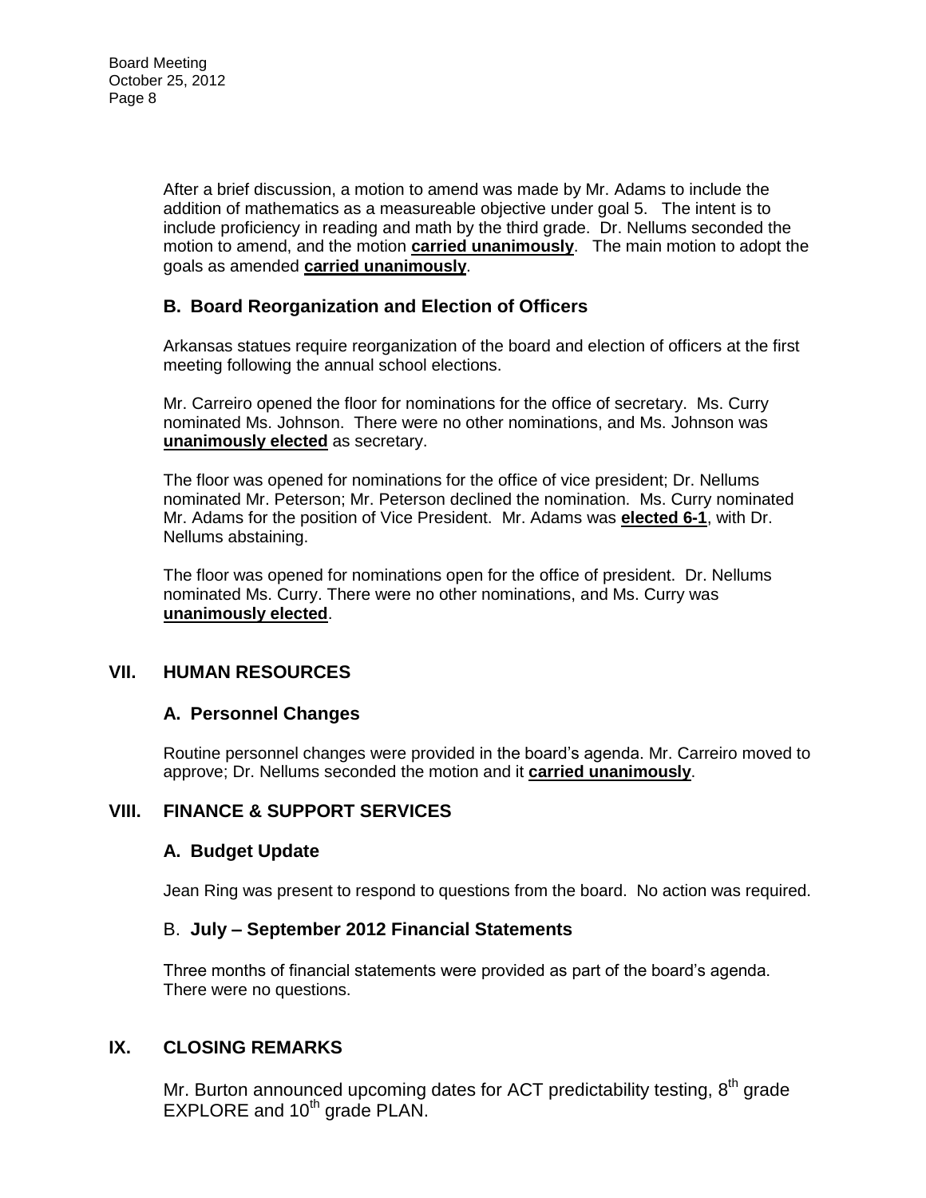After a brief discussion, a motion to amend was made by Mr. Adams to include the addition of mathematics as a measureable objective under goal 5. The intent is to include proficiency in reading and math by the third grade. Dr. Nellums seconded the motion to amend, and the motion **carried unanimously**. The main motion to adopt the goals as amended **carried unanimously**.

### B. Board Reorganization and Election of Officers

Arkansas statues require reorganization of the board and election of officers at the first meeting following the annual school elections.

Mr. Carreiro opened the floor for nominations for the office of secretary. Ms. Curry nominated Ms. Johnson. There were no other nominations, and Ms. Johnson was **unanimously elected** as secretary.

The floor was opened for nominations for the office of vice president; Dr. Nellums nominated Mr. Peterson; Mr. Peterson declined the nomination. Ms. Curry nominated Mr. Adams for the position of Vice President. Mr. Adams was **elected 6-1**, with Dr. Nellums abstaining.

The floor was opened for nominations open for the office of president. Dr. Nellums nominated Ms. Curry. There were no other nominations, and Ms. Curry was **unanimously elected**.

## VII. HUMAN RESOURCES

### A. Personnel Changes

Routine personnel changes were provided in the board's agenda. Mr. Carreiro moved to approve; Dr. Nellums seconded the motion and it **carried unanimously**.

## VIII. FINANCE & SUPPORT SERVICES

### A. Budget Update

Jean Ring was present to respond to questions from the board. No action was required.

### B. July – September 2012 Financial Statements

Three months of financial statements were provided as part of the board's agenda. There were no questions.

## IX. CLOSING REMARKS

Mr. Burton announced upcoming dates for ACT predictability testing, 8th grade EXPLORE and 10th grade PLAN.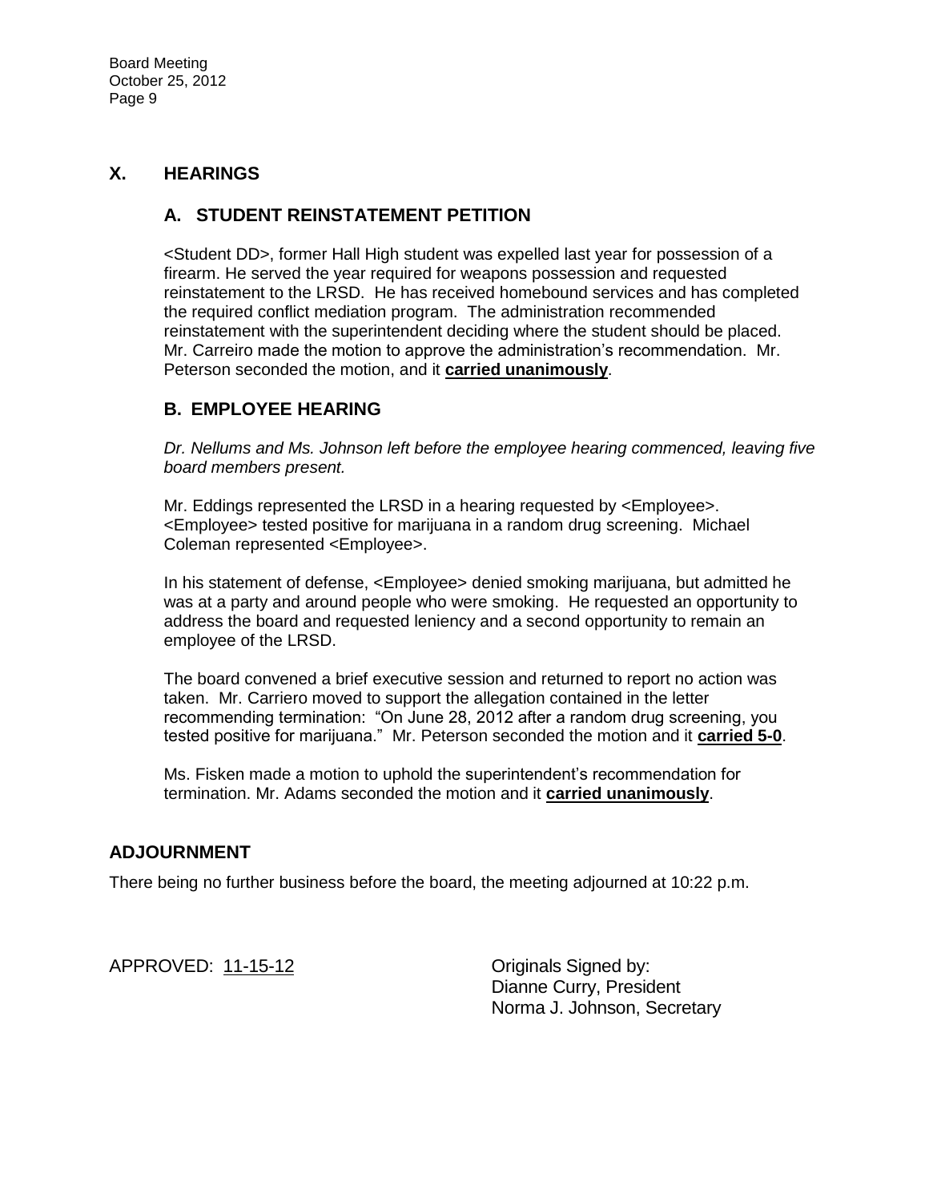## X. HEARINGS

### A. STUDENT REINSTATEMENT PETITION

<Student DD>, former Hall High student was expelled last year for possession of a firearm. He served the year required for weapons possession and requested reinstatement to the LRSD. He has received homebound services and has completed the required conflict mediation program. The administration recommended reinstatement with the superintendent deciding where the student should be placed. Mr. Carreiro made the motion to approve the administration's recommendation. Mr. Peterson seconded the motion, and it **carried unanimously**.

### B. EMPLOYEE HEARING

*Dr. Nellums and Ms. Johnson left before the employee hearing commenced, leaving five board members present.*

Mr. Eddings represented the LRSD in a hearing requested by <Employee>. <Employee> tested positive for marijuana in a random drug screening. Michael Coleman represented <Employee>.

In his statement of defense, <Employee> denied smoking marijuana, but admitted he was at a party and around people who were smoking. He requested an opportunity to address the board and requested leniency and a second opportunity to remain an employee of the LRSD.

The board convened a brief executive session and returned to report no action was taken. Mr. Carriero moved to support the allegation contained in the letter recommending termination: "On June 28, 2012 after a random drug screening, you tested positive for marijuana." Mr. Peterson seconded the motion and it **carried 5-0**.

Ms. Fisken made a motion to uphold the superintendent's recommendation for termination. Mr. Adams seconded the motion and it **carried unanimously**.

## ADJOURNMENT

There being no further business before the board, the meeting adjourned at 10:22 p.m.

APPROVED: 11-15-12

Originals Signed by:
Dianne Curry, President
Norma J. Johnson, Secretary